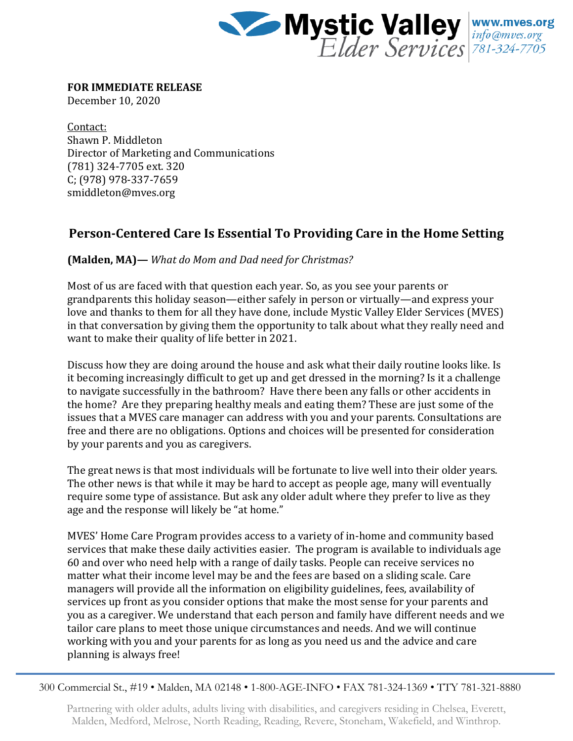**FOR IMMEDIATE RELEASE**
December 10, 2020

Contact:
Shawn P. Middleton
Director of Marketing and Communications
(781) 324-7705 ext. 320
C; (978) 978-337-7659
smiddleton@mves.org

## Person-Centered Care Is Essential To Providing Care in the Home Setting

**(Malden, MA)—** *What do Mom and Dad need for Christmas?*

Most of us are faced with that question each year. So, as you see your parents or grandparents this holiday season—either safely in person or virtually—and express your love and thanks to them for all they have done, include Mystic Valley Elder Services (MVES) in that conversation by giving them the opportunity to talk about what they really need and want to make their quality of life better in 2021.

Discuss how they are doing around the house and ask what their daily routine looks like. Is it becoming increasingly difficult to get up and get dressed in the morning? Is it a challenge to navigate successfully in the bathroom? Have there been any falls or other accidents in the home? Are they preparing healthy meals and eating them? These are just some of the issues that a MVES care manager can address with you and your parents. Consultations are free and there are no obligations. Options and choices will be presented for consideration by your parents and you as caregivers.

The great news is that most individuals will be fortunate to live well into their older years. The other news is that while it may be hard to accept as people age, many will eventually require some type of assistance. But ask any older adult where they prefer to live as they age and the response will likely be "at home."

MVES' Home Care Program provides access to a variety of in-home and community based services that make these daily activities easier. The program is available to individuals age 60 and over who need help with a range of daily tasks. People can receive services no matter what their income level may be and the fees are based on a sliding scale. Care managers will provide all the information on eligibility guidelines, fees, availability of services up front as you consider options that make the most sense for your parents and you as a caregiver. We understand that each person and family have different needs and we tailor care plans to meet those unique circumstances and needs. And we will continue working with you and your parents for as long as you need us and the advice and care planning is always free!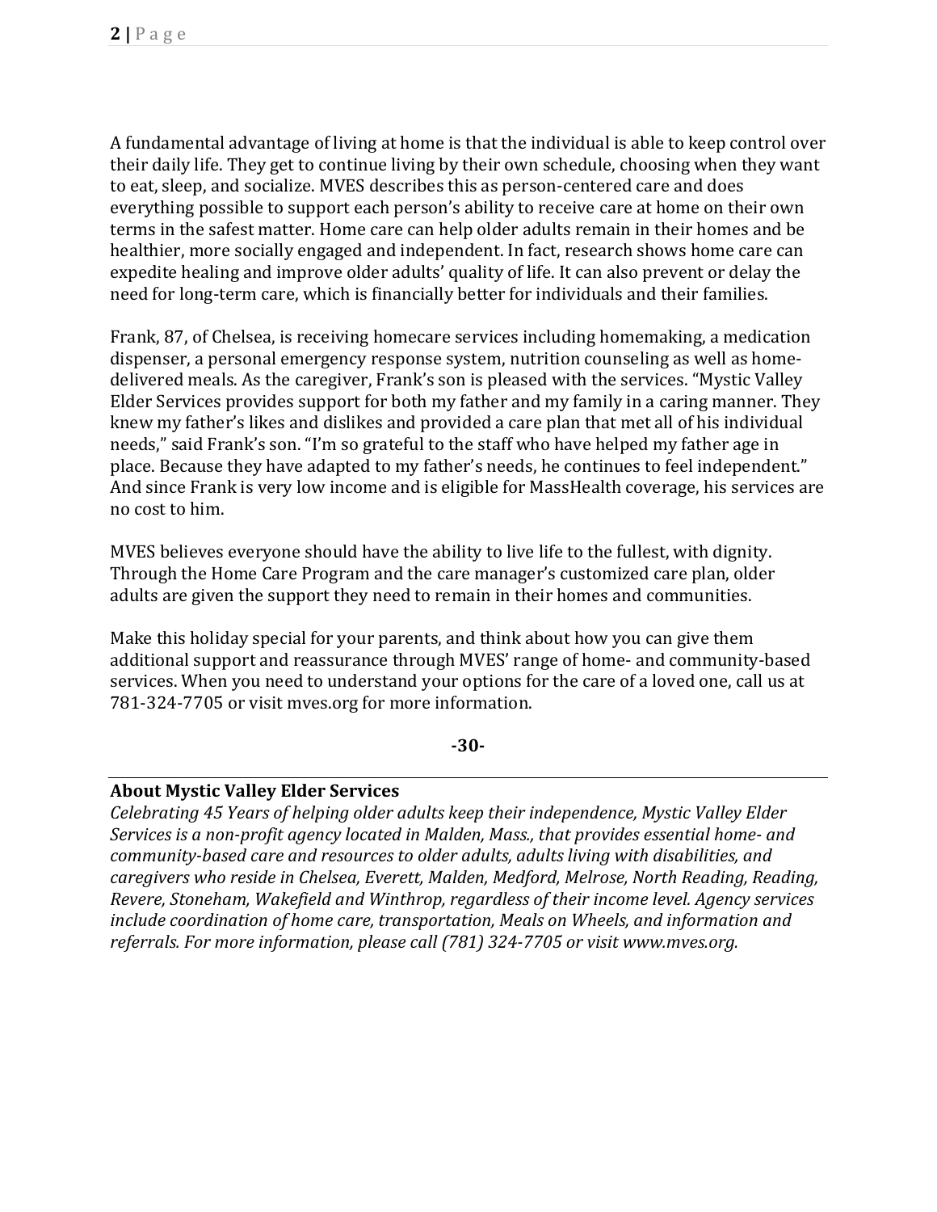A fundamental advantage of living at home is that the individual is able to keep control over their daily life. They get to continue living by their own schedule, choosing when they want to eat, sleep, and socialize. MVES describes this as person-centered care and does everything possible to support each person's ability to receive care at home on their own terms in the safest matter. Home care can help older adults remain in their homes and be healthier, more socially engaged and independent. In fact, research shows home care can expedite healing and improve older adults' quality of life. It can also prevent or delay the need for long-term care, which is financially better for individuals and their families.

Frank, 87, of Chelsea, is receiving homecare services including homemaking, a medication dispenser, a personal emergency response system, nutrition counseling as well as home-delivered meals. As the caregiver, Frank's son is pleased with the services. "Mystic Valley Elder Services provides support for both my father and my family in a caring manner. They knew my father's likes and dislikes and provided a care plan that met all of his individual needs," said Frank's son. "I'm so grateful to the staff who have helped my father age in place. Because they have adapted to my father's needs, he continues to feel independent." And since Frank is very low income and is eligible for MassHealth coverage, his services are no cost to him.

MVES believes everyone should have the ability to live life to the fullest, with dignity. Through the Home Care Program and the care manager's customized care plan, older adults are given the support they need to remain in their homes and communities.

Make this holiday special for your parents, and think about how you can give them additional support and reassurance through MVES' range of home- and community-based services. When you need to understand your options for the care of a loved one, call us at 781-324-7705 or visit mves.org for more information.

**-30-**

---

**About Mystic Valley Elder Services**

*Celebrating 45 Years of helping older adults keep their independence, Mystic Valley Elder Services is a non-profit agency located in Malden, Mass., that provides essential home- and community-based care and resources to older adults, adults living with disabilities, and caregivers who reside in Chelsea, Everett, Malden, Medford, Melrose, North Reading, Reading, Revere, Stoneham, Wakefield and Winthrop, regardless of their income level. Agency services include coordination of home care, transportation, Meals on Wheels, and information and referrals. For more information, please call (781) 324-7705 or visit www.mves.org.*